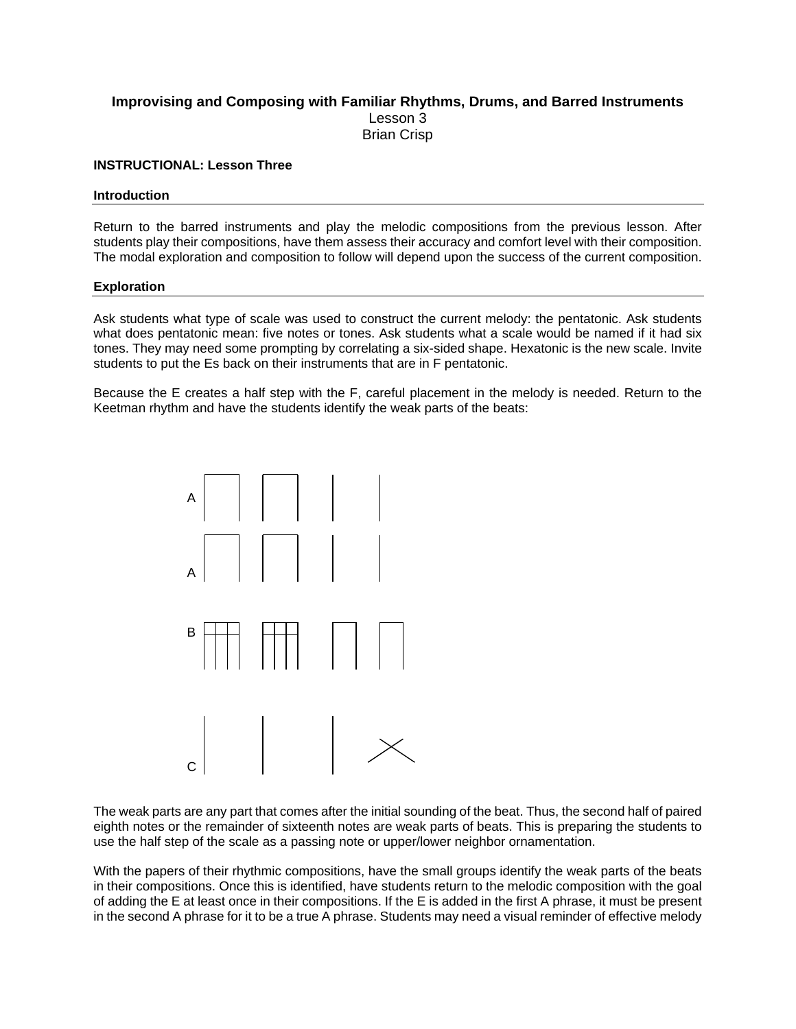**Improvising and Composing with Familiar Rhythms, Drums, and Barred Instruments**
Lesson 3
Brian Crisp

**INSTRUCTIONAL: Lesson Three**

**Introduction**

Return to the barred instruments and play the melodic compositions from the previous lesson. After students play their compositions, have them assess their accuracy and comfort level with their composition. The modal exploration and composition to follow will depend upon the success of the current composition.

**Exploration**

Ask students what type of scale was used to construct the current melody: the pentatonic. Ask students what does pentatonic mean: five notes or tones. Ask students what a scale would be named if it had six tones. They may need some prompting by correlating a six-sided shape. Hexatonic is the new scale. Invite students to put the Es back on their instruments that are in F pentatonic.

Because the E creates a half step with the F, careful placement in the melody is needed. Return to the Keetman rhythm and have the students identify the weak parts of the beats:

A
A
B
C

The weak parts are any part that comes after the initial sounding of the beat. Thus, the second half of paired eighth notes or the remainder of sixteenth notes are weak parts of beats. This is preparing the students to use the half step of the scale as a passing note or upper/lower neighbor ornamentation.

With the papers of their rhythmic compositions, have the small groups identify the weak parts of the beats in their compositions. Once this is identified, have students return to the melodic composition with the goal of adding the E at least once in their compositions. If the E is added in the first A phrase, it must be present in the second A phrase for it to be a true A phrase. Students may need a visual reminder of effective melody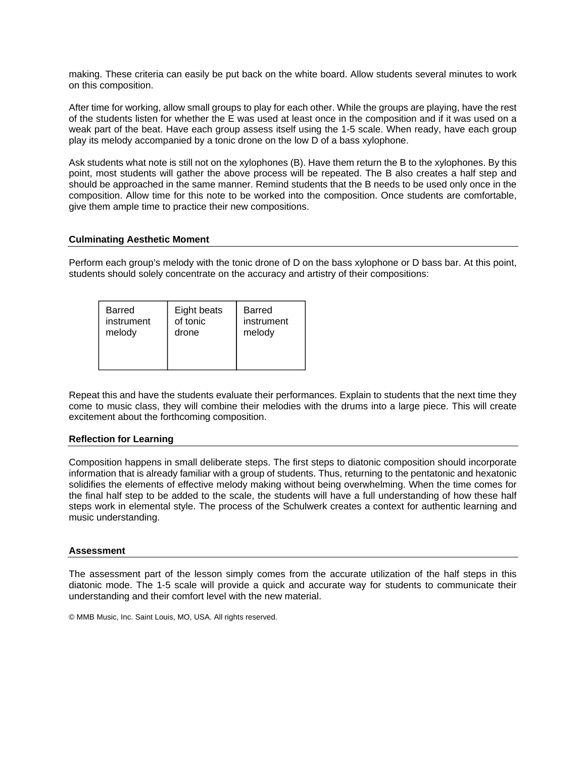making. These criteria can easily be put back on the white board. Allow students several minutes to work on this composition.

After time for working, allow small groups to play for each other. While the groups are playing, have the rest of the students listen for whether the E was used at least once in the composition and if it was used on a weak part of the beat. Have each group assess itself using the 1-5 scale. When ready, have each group play its melody accompanied by a tonic drone on the low D of a bass xylophone.

Ask students what note is still not on the xylophones (B). Have them return the B to the xylophones. By this point, most students will gather the above process will be repeated. The B also creates a half step and should be approached in the same manner. Remind students that the B needs to be used only once in the composition. Allow time for this note to be worked into the composition. Once students are comfortable, give them ample time to practice their new compositions.

### Culminating Aesthetic Moment

Perform each group's melody with the tonic drone of D on the bass xylophone or D bass bar. At this point, students should solely concentrate on the accuracy and artistry of their compositions:

| | | |
|---|---|---|
| Barred instrument melody | Eight beats of tonic drone | Barred instrument melody |

Repeat this and have the students evaluate their performances. Explain to students that the next time they come to music class, they will combine their melodies with the drums into a large piece. This will create excitement about the forthcoming composition.

### Reflection for Learning

Composition happens in small deliberate steps. The first steps to diatonic composition should incorporate information that is already familiar with a group of students. Thus, returning to the pentatonic and hexatonic solidifies the elements of effective melody making without being overwhelming. When the time comes for the final half step to be added to the scale, the students will have a full understanding of how these half steps work in elemental style. The process of the Schulwerk creates a context for authentic learning and music understanding.

### Assessment

The assessment part of the lesson simply comes from the accurate utilization of the half steps in this diatonic mode. The 1-5 scale will provide a quick and accurate way for students to communicate their understanding and their comfort level with the new material.

© MMB Music, Inc. Saint Louis, MO, USA. All rights reserved.